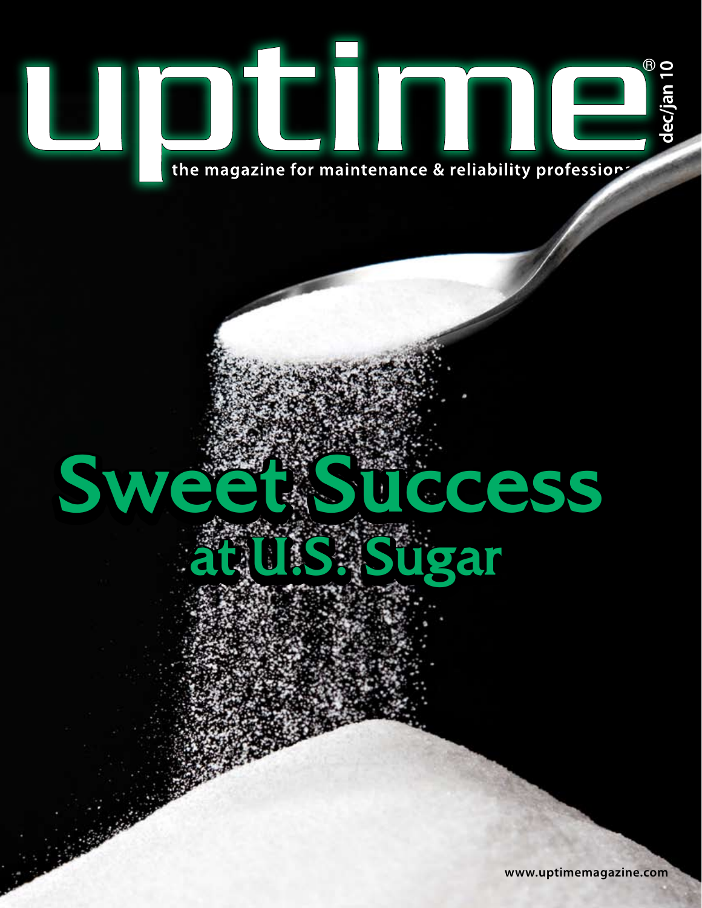# uptime®

the magazine for maintenance & reliability professionals

dec/jan 10

# Sweet Success at U.S. Sugar

www.uptimemagazine.com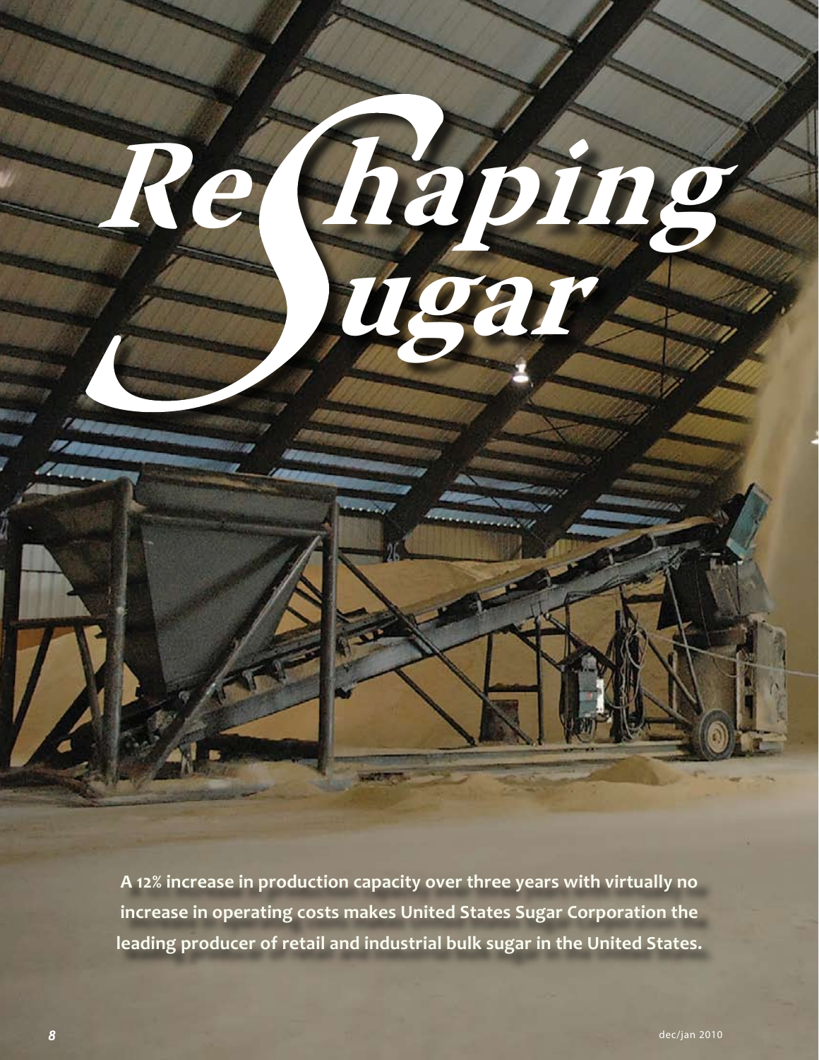# ReShaping Sugar

**A 12% increase in production capacity over three years with virtually no increase in operating costs makes United States Sugar Corporation the leading producer of retail and industrial bulk sugar in the United States.**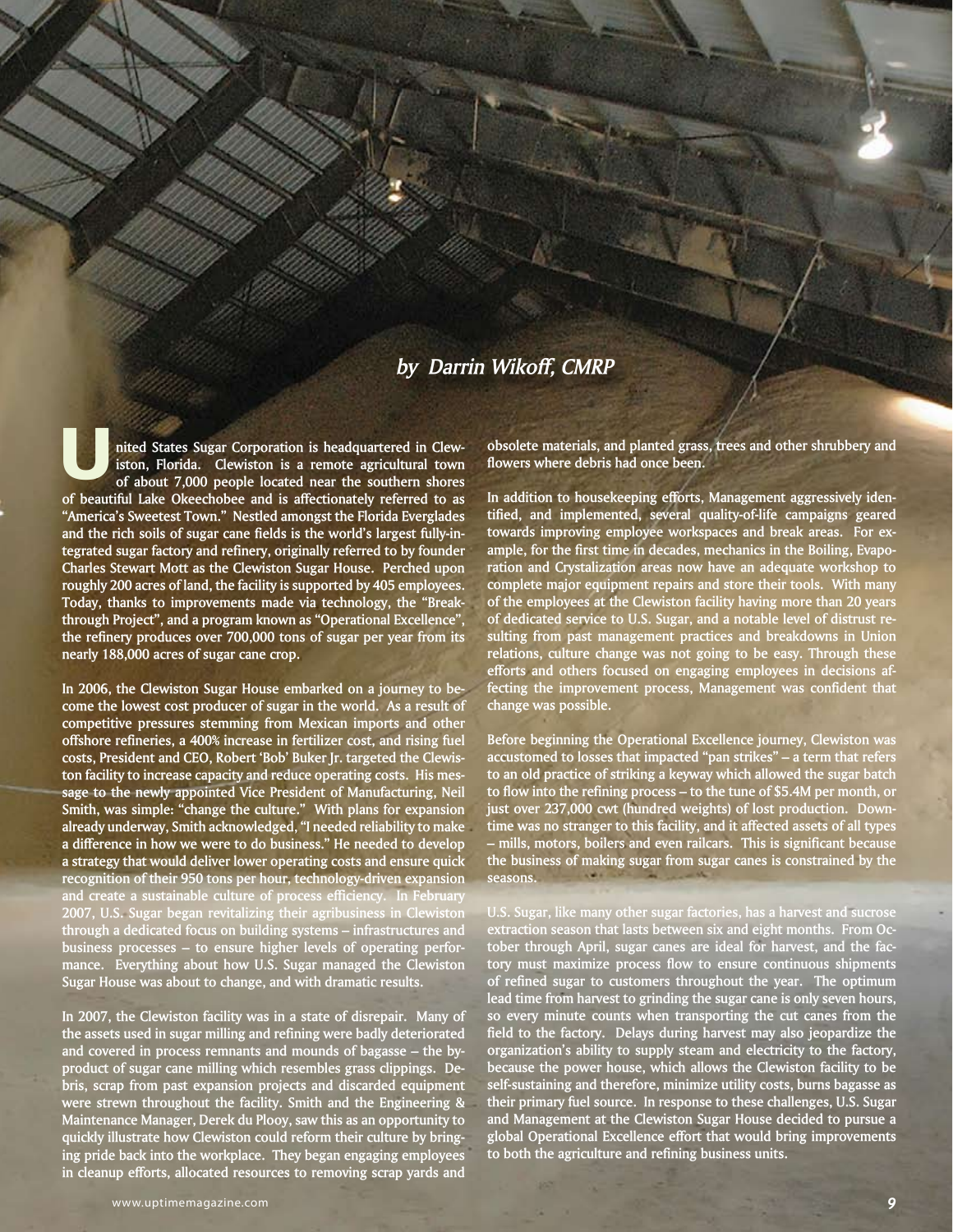*by Darrin Wikoff, CMRP*

United States Sugar Corporation is headquartered in Clewiston, Florida. Clewiston is a remote agricultural town of about 7,000 people located near the southern shores of beautiful Lake Okeechobee and is affectionately referred to as "America's Sweetest Town." Nestled amongst the Florida Everglades and the rich soils of sugar cane fields is the world's largest fully-integrated sugar factory and refinery, originally referred to by founder Charles Stewart Mott as the Clewiston Sugar House. Perched upon roughly 200 acres of land, the facility is supported by 405 employees. Today, thanks to improvements made via technology, the "Breakthrough Project", and a program known as "Operational Excellence", the refinery produces over 700,000 tons of sugar per year from its nearly 188,000 acres of sugar cane crop.

In 2006, the Clewiston Sugar House embarked on a journey to become the lowest cost producer of sugar in the world. As a result of competitive pressures stemming from Mexican imports and other offshore refineries, a 400% increase in fertilizer cost, and rising fuel costs, President and CEO, Robert 'Bob' Buker Jr. targeted the Clewiston facility to increase capacity and reduce operating costs. His message to the newly appointed Vice President of Manufacturing, Neil Smith, was simple: "change the culture." With plans for expansion already underway, Smith acknowledged, "I needed reliability to make a difference in how we were to do business." He needed to develop a strategy that would deliver lower operating costs and ensure quick recognition of their 950 tons per hour, technology-driven expansion and create a sustainable culture of process efficiency. In February 2007, U.S. Sugar began revitalizing their agribusiness in Clewiston through a dedicated focus on building systems – infrastructures and business processes – to ensure higher levels of operating performance. Everything about how U.S. Sugar managed the Clewiston Sugar House was about to change, and with dramatic results.

In 2007, the Clewiston facility was in a state of disrepair. Many of the assets used in sugar milling and refining were badly deteriorated and covered in process remnants and mounds of bagasse – the by-product of sugar cane milling which resembles grass clippings. Debris, scrap from past expansion projects and discarded equipment were strewn throughout the facility. Smith and the Engineering & Maintenance Manager, Derek du Plooy, saw this as an opportunity to quickly illustrate how Clewiston could reform their culture by bringing pride back into the workplace. They began engaging employees in cleanup efforts, allocated resources to removing scrap yards and obsolete materials, and planted grass, trees and other shrubbery and flowers where debris had once been.

In addition to housekeeping efforts, Management aggressively identified, and implemented, several quality-of-life campaigns geared towards improving employee workspaces and break areas. For example, for the first time in decades, mechanics in the Boiling, Evaporation and Crystalization areas now have an adequate workshop to complete major equipment repairs and store their tools. With many of the employees at the Clewiston facility having more than 20 years of dedicated service to U.S. Sugar, and a notable level of distrust resulting from past management practices and breakdowns in Union relations, culture change was not going to be easy. Through these efforts and others focused on engaging employees in decisions affecting the improvement process, Management was confident that change was possible.

Before beginning the Operational Excellence journey, Clewiston was accustomed to losses that impacted "pan strikes" – a term that refers to an old practice of striking a keyway which allowed the sugar batch to flow into the refining process – to the tune of $5.4M per month, or just over 237,000 cwt (hundred weights) of lost production. Downtime was no stranger to this facility, and it affected assets of all types – mills, motors, boilers and even railcars. This is significant because the business of making sugar from sugar canes is constrained by the seasons.

U.S. Sugar, like many other sugar factories, has a harvest and sucrose extraction season that lasts between six and eight months. From October through April, sugar canes are ideal for harvest, and the factory must maximize process flow to ensure continuous shipments of refined sugar to customers throughout the year. The optimum lead time from harvest to grinding the sugar cane is only seven hours, so every minute counts when transporting the cut canes from the field to the factory. Delays during harvest may also jeopardize the organization's ability to supply steam and electricity to the factory, because the power house, which allows the Clewiston facility to be self-sustaining and therefore, minimize utility costs, burns bagasse as their primary fuel source. In response to these challenges, U.S. Sugar and Management at the Clewiston Sugar House decided to pursue a global Operational Excellence effort that would bring improvements to both the agriculture and refining business units.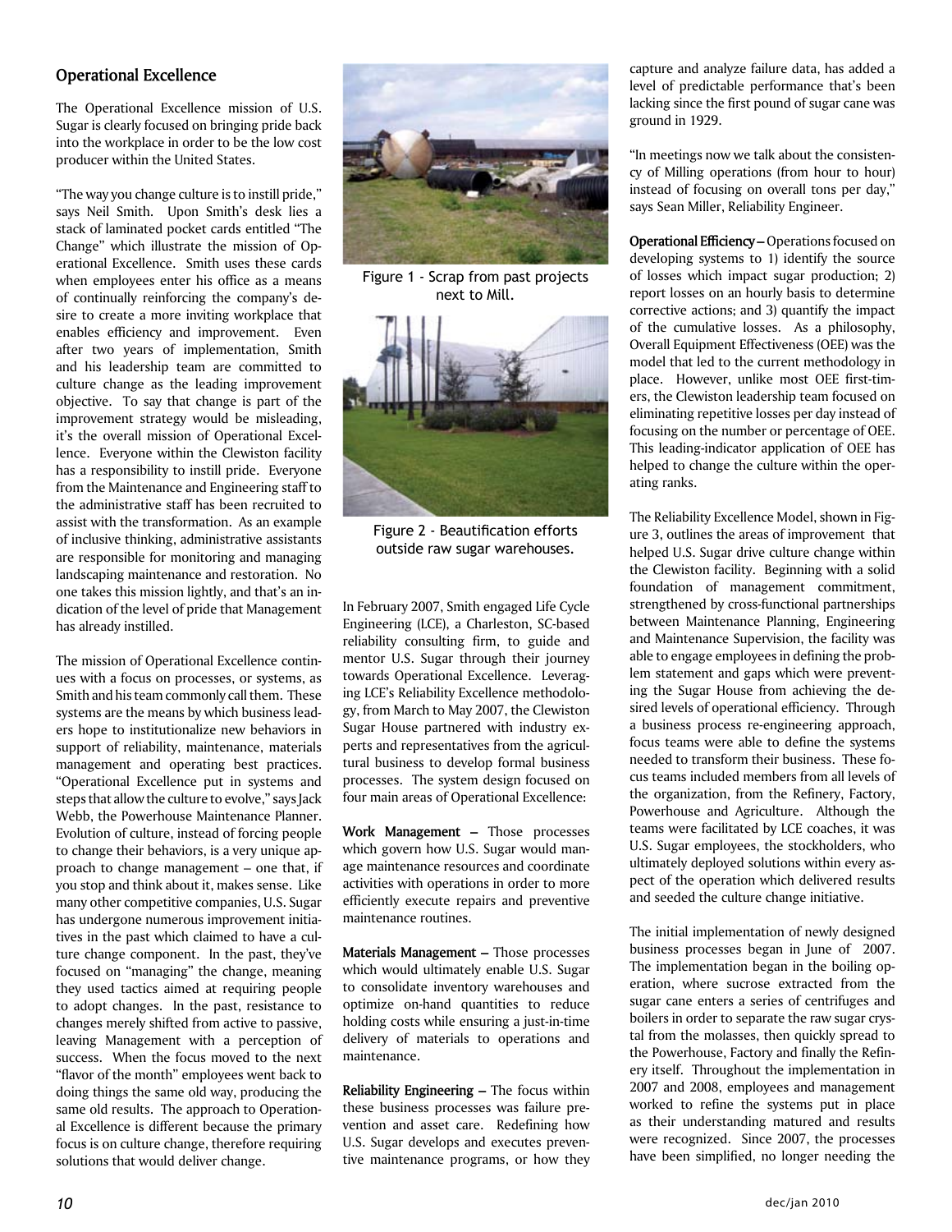## Operational Excellence

The Operational Excellence mission of U.S. Sugar is clearly focused on bringing pride back into the workplace in order to be the low cost producer within the United States.

"The way you change culture is to instill pride," says Neil Smith. Upon Smith's desk lies a stack of laminated pocket cards entitled "The Change" which illustrate the mission of Operational Excellence. Smith uses these cards when employees enter his office as a means of continually reinforcing the company's desire to create a more inviting workplace that enables efficiency and improvement. Even after two years of implementation, Smith and his leadership team are committed to culture change as the leading improvement objective. To say that change is part of the improvement strategy would be misleading, it's the overall mission of Operational Excellence. Everyone within the Clewiston facility has a responsibility to instill pride. Everyone from the Maintenance and Engineering staff to the administrative staff has been recruited to assist with the transformation. As an example of inclusive thinking, administrative assistants are responsible for monitoring and managing landscaping maintenance and restoration. No one takes this mission lightly, and that's an indication of the level of pride that Management has already instilled.

The mission of Operational Excellence continues with a focus on processes, or systems, as Smith and his team commonly call them. These systems are the means by which business leaders hope to institutionalize new behaviors in support of reliability, maintenance, materials management and operating best practices. "Operational Excellence put in systems and steps that allow the culture to evolve," says Jack Webb, the Powerhouse Maintenance Planner. Evolution of culture, instead of forcing people to change their behaviors, is a very unique approach to change management – one that, if you stop and think about it, makes sense. Like many other competitive companies, U.S. Sugar has undergone numerous improvement initiatives in the past which claimed to have a culture change component. In the past, they've focused on "managing" the change, meaning they used tactics aimed at requiring people to adopt changes. In the past, resistance to changes merely shifted from active to passive, leaving Management with a perception of success. When the focus moved to the next "flavor of the month" employees went back to doing things the same old way, producing the same old results. The approach to Operational Excellence is different because the primary focus is on culture change, therefore requiring solutions that would deliver change.

Figure 1 - Scrap from past projects next to Mill.

Figure 2 - Beautification efforts outside raw sugar warehouses.

In February 2007, Smith engaged Life Cycle Engineering (LCE), a Charleston, SC-based reliability consulting firm, to guide and mentor U.S. Sugar through their journey towards Operational Excellence. Leveraging LCE's Reliability Excellence methodology, from March to May 2007, the Clewiston Sugar House partnered with industry experts and representatives from the agricultural business to develop formal business processes. The system design focused on four main areas of Operational Excellence:

**Work Management –** Those processes which govern how U.S. Sugar would manage maintenance resources and coordinate activities with operations in order to more efficiently execute repairs and preventive maintenance routines.

**Materials Management –** Those processes which would ultimately enable U.S. Sugar to consolidate inventory warehouses and optimize on-hand quantities to reduce holding costs while ensuring a just-in-time delivery of materials to operations and maintenance.

**Reliability Engineering –** The focus within these business processes was failure prevention and asset care. Redefining how U.S. Sugar develops and executes preventive maintenance programs, or how they capture and analyze failure data, has added a level of predictable performance that's been lacking since the first pound of sugar cane was ground in 1929.

"In meetings now we talk about the consistency of Milling operations (from hour to hour) instead of focusing on overall tons per day," says Sean Miller, Reliability Engineer.

**Operational Efficiency –** Operations focused on developing systems to 1) identify the source of losses which impact sugar production; 2) report losses on an hourly basis to determine corrective actions; and 3) quantify the impact of the cumulative losses. As a philosophy, Overall Equipment Effectiveness (OEE) was the model that led to the current methodology in place. However, unlike most OEE first-timers, the Clewiston leadership team focused on eliminating repetitive losses per day instead of focusing on the number or percentage of OEE. This leading-indicator application of OEE has helped to change the culture within the operating ranks.

The Reliability Excellence Model, shown in Figure 3, outlines the areas of improvement that helped U.S. Sugar drive culture change within the Clewiston facility. Beginning with a solid foundation of management commitment, strengthened by cross-functional partnerships between Maintenance Planning, Engineering and Maintenance Supervision, the facility was able to engage employees in defining the problem statement and gaps which were preventing the Sugar House from achieving the desired levels of operational efficiency. Through a business process re-engineering approach, focus teams were able to define the systems needed to transform their business. These focus teams included members from all levels of the organization, from the Refinery, Factory, Powerhouse and Agriculture. Although the teams were facilitated by LCE coaches, it was U.S. Sugar employees, the stockholders, who ultimately deployed solutions within every aspect of the operation which delivered results and seeded the culture change initiative.

The initial implementation of newly designed business processes began in June of 2007. The implementation began in the boiling operation, where sucrose extracted from the sugar cane enters a series of centrifuges and boilers in order to separate the raw sugar crystal from the molasses, then quickly spread to the Powerhouse, Factory and finally the Refinery itself. Throughout the implementation in 2007 and 2008, employees and management worked to refine the systems put in place as their understanding matured and results were recognized. Since 2007, the processes have been simplified, no longer needing the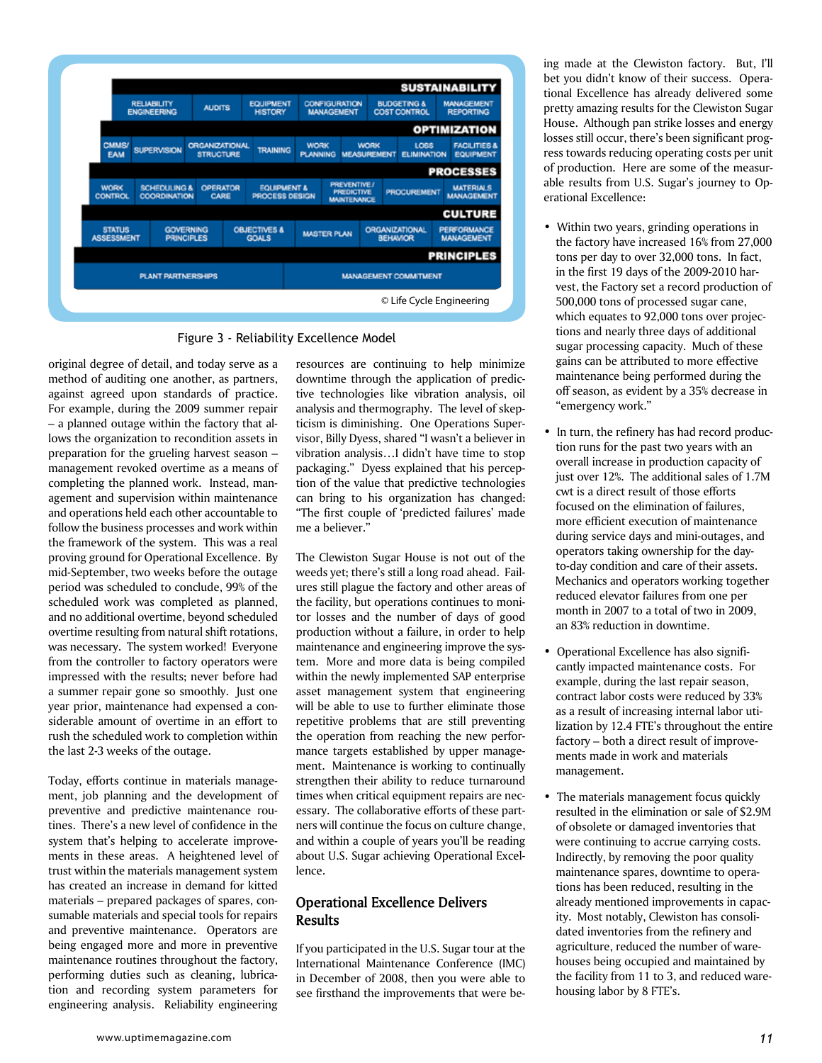**SUSTAINABILITY**

| Reliability Engineering | Audits | Equipment History | Configuration Management | Budgeting & Cost Control | Management Reporting |
|---|---|---|---|---|---|

**OPTIMIZATION**

| CMMS/EAM | Supervision | Organizational Structure | Training | Work Planning | Work Measurement | Loss Elimination | Facilities & Equipment |
|---|---|---|---|---|---|---|---|

**PROCESSES**

| Work Control | Scheduling & Coordination | Operator Care | Equipment & Process Design | Preventive / Predictive Maintenance | Procurement | Materials Management |
|---|---|---|---|---|---|---|

**CULTURE**

| Status Assessment | Governing Principles | Objectives & Goals | Master Plan | Organizational Behavior | Performance Management |
|---|---|---|---|---|---|

**PRINCIPLES**

| Plant Partnerships | Management Commitment |
|---|---|

© Life Cycle Engineering

Figure 3 - Reliability Excellence Model

original degree of detail, and today serve as a method of auditing one another, as partners, against agreed upon standards of practice. For example, during the 2009 summer repair – a planned outage within the factory that allows the organization to recondition assets in preparation for the grueling harvest season – management revoked overtime as a means of completing the planned work. Instead, management and supervision within maintenance and operations held each other accountable to follow the business processes and work within the framework of the system. This was a real proving ground for Operational Excellence. By mid-September, two weeks before the outage period was scheduled to conclude, 99% of the scheduled work was completed as planned, and no additional overtime, beyond scheduled overtime resulting from natural shift rotations, was necessary. The system worked! Everyone from the controller to factory operators were impressed with the results; never before had a summer repair gone so smoothly. Just one year prior, maintenance had expensed a considerable amount of overtime in an effort to rush the scheduled work to completion within the last 2-3 weeks of the outage.

Today, efforts continue in materials management, job planning and the development of preventive and predictive maintenance routines. There's a new level of confidence in the system that's helping to accelerate improvements in these areas. A heightened level of trust within the materials management system has created an increase in demand for kitted materials – prepared packages of spares, consumable materials and special tools for repairs and preventive maintenance. Operators are being engaged more and more in preventive maintenance routines throughout the factory, performing duties such as cleaning, lubrication and recording system parameters for engineering analysis. Reliability engineering resources are continuing to help minimize downtime through the application of predictive technologies like vibration analysis, oil analysis and thermography. The level of skepticism is diminishing. One Operations Supervisor, Billy Dyess, shared "I wasn't a believer in vibration analysis…I didn't have time to stop packaging." Dyess explained that his perception of the value that predictive technologies can bring to his organization has changed: "The first couple of 'predicted failures' made me a believer."

The Clewiston Sugar House is not out of the weeds yet; there's still a long road ahead. Failures still plague the factory and other areas of the facility, but operations continues to monitor losses and the number of days of good production without a failure, in order to help maintenance and engineering improve the system. More and more data is being compiled within the newly implemented SAP enterprise asset management system that engineering will be able to use to further eliminate those repetitive problems that are still preventing the operation from reaching the new performance targets established by upper management. Maintenance is working to continually strengthen their ability to reduce turnaround times when critical equipment repairs are necessary. The collaborative efforts of these partners will continue the focus on culture change, and within a couple of years you'll be reading about U.S. Sugar achieving Operational Excellence.

## Operational Excellence Delivers Results

If you participated in the U.S. Sugar tour at the International Maintenance Conference (IMC) in December of 2008, then you were able to see firsthand the improvements that were being made at the Clewiston factory. But, I'll bet you didn't know of their success. Operational Excellence has already delivered some pretty amazing results for the Clewiston Sugar House. Although pan strike losses and energy losses still occur, there's been significant progress towards reducing operating costs per unit of production. Here are some of the measurable results from U.S. Sugar's journey to Operational Excellence:

- Within two years, grinding operations in the factory have increased 16% from 27,000 tons per day to over 32,000 tons. In fact, in the first 19 days of the 2009-2010 harvest, the Factory set a record production of 500,000 tons of processed sugar cane, which equates to 92,000 tons over projections and nearly three days of additional sugar processing capacity. Much of these gains can be attributed to more effective maintenance being performed during the off season, as evident by a 35% decrease in "emergency work."

- In turn, the refinery has had record production runs for the past two years with an overall increase in production capacity of just over 12%. The additional sales of 1.7M cwt is a direct result of those efforts focused on the elimination of failures, more efficient execution of maintenance during service days and mini-outages, and operators taking ownership for the day-to-day condition and care of their assets. Mechanics and operators working together reduced elevator failures from one per month in 2007 to a total of two in 2009, an 83% reduction in downtime.

- Operational Excellence has also significantly impacted maintenance costs. For example, during the last repair season, contract labor costs were reduced by 33% as a result of increasing internal labor utilization by 12.4 FTE's throughout the entire factory – both a direct result of improvements made in work and materials management.

- The materials management focus quickly resulted in the elimination or sale of $2.9M of obsolete or damaged inventories that were continuing to accrue carrying costs. Indirectly, by removing the poor quality maintenance spares, downtime to operations has been reduced, resulting in the already mentioned improvements in capacity. Most notably, Clewiston has consolidated inventories from the refinery and agriculture, reduced the number of warehouses being occupied and maintained by the facility from 11 to 3, and reduced warehousing labor by 8 FTE's.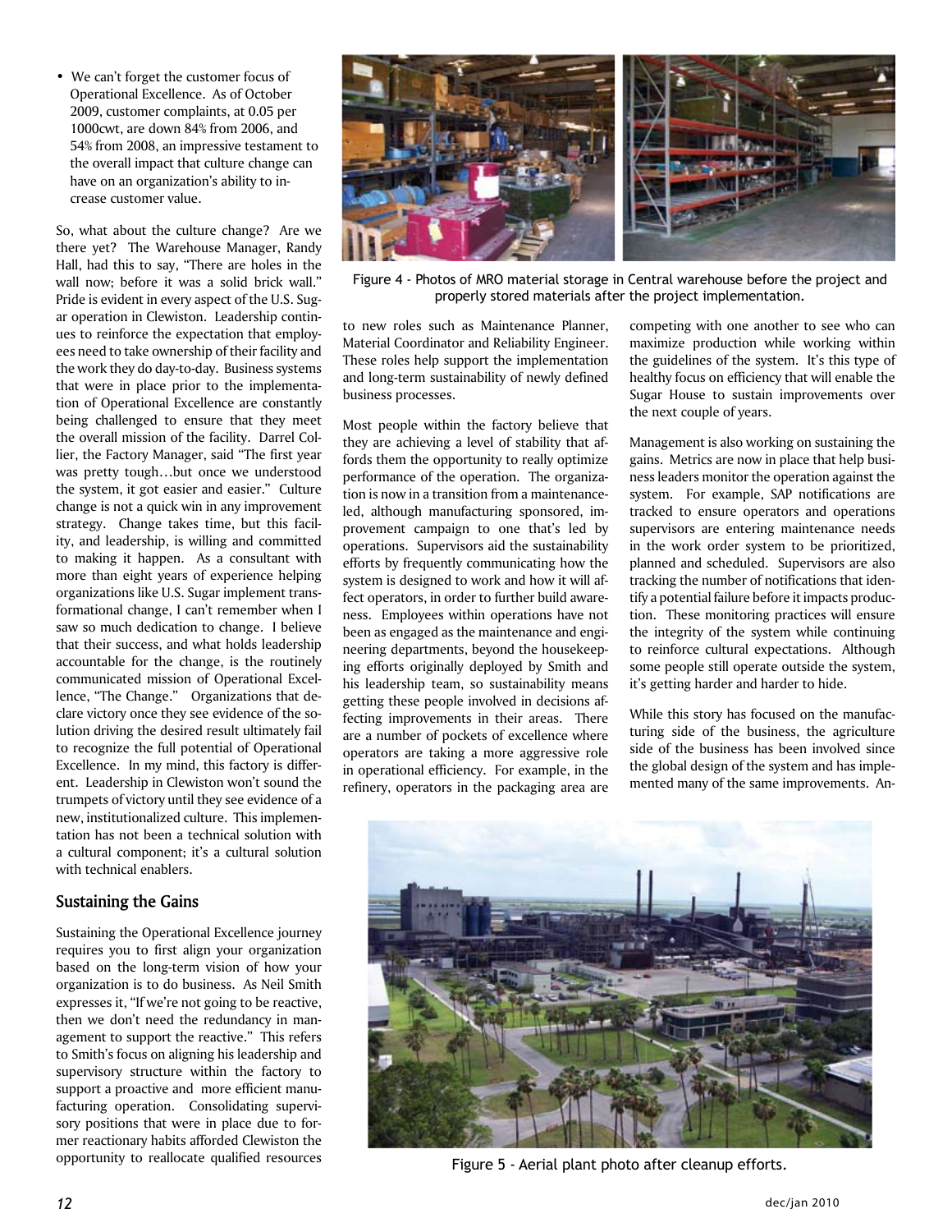- We can't forget the customer focus of Operational Excellence. As of October 2009, customer complaints, at 0.05 per 1000cwt, are down 84% from 2006, and 54% from 2008, an impressive testament to the overall impact that culture change can have on an organization's ability to increase customer value.

So, what about the culture change? Are we there yet? The Warehouse Manager, Randy Hall, had this to say, "There are holes in the wall now; before it was a solid brick wall." Pride is evident in every aspect of the U.S. Sugar operation in Clewiston. Leadership continues to reinforce the expectation that employees need to take ownership of their facility and the work they do day-to-day. Business systems that were in place prior to the implementation of Operational Excellence are constantly being challenged to ensure that they meet the overall mission of the facility. Darrel Collier, the Factory Manager, said "The first year was pretty tough…but once we understood the system, it got easier and easier." Culture change is not a quick win in any improvement strategy. Change takes time, but this facility, and leadership, is willing and committed to making it happen. As a consultant with more than eight years of experience helping organizations like U.S. Sugar implement transformational change, I can't remember when I saw so much dedication to change. I believe that their success, and what holds leadership accountable for the change, is the routinely communicated mission of Operational Excellence, "The Change." Organizations that declare victory once they see evidence of the solution driving the desired result ultimately fail to recognize the full potential of Operational Excellence. In my mind, this factory is different. Leadership in Clewiston won't sound the trumpets of victory until they see evidence of a new, institutionalized culture. This implementation has not been a technical solution with a cultural component; it's a cultural solution with technical enablers.

## Sustaining the Gains

Sustaining the Operational Excellence journey requires you to first align your organization based on the long-term vision of how your organization is to do business. As Neil Smith expresses it, "If we're not going to be reactive, then we don't need the redundancy in management to support the reactive." This refers to Smith's focus on aligning his leadership and supervisory structure within the factory to support a proactive and more efficient manufacturing operation. Consolidating supervisory positions that were in place due to former reactionary habits afforded Clewiston the opportunity to reallocate qualified resources to new roles such as Maintenance Planner, Material Coordinator and Reliability Engineer. These roles help support the implementation and long-term sustainability of newly defined business processes.

Figure 4 - Photos of MRO material storage in Central warehouse before the project and properly stored materials after the project implementation.

Most people within the factory believe that they are achieving a level of stability that affords them the opportunity to really optimize performance of the operation. The organization is now in a transition from a maintenance-led, although manufacturing sponsored, improvement campaign to one that's led by operations. Supervisors aid the sustainability efforts by frequently communicating how the system is designed to work and how it will affect operators, in order to further build awareness. Employees within operations have not been as engaged as the maintenance and engineering departments, beyond the housekeeping efforts originally deployed by Smith and his leadership team, so sustainability means getting these people involved in decisions affecting improvements in their areas. There are a number of pockets of excellence where operators are taking a more aggressive role in operational efficiency. For example, in the refinery, operators in the packaging area are competing with one another to see who can maximize production while working within the guidelines of the system. It's this type of healthy focus on efficiency that will enable the Sugar House to sustain improvements over the next couple of years.

Management is also working on sustaining the gains. Metrics are now in place that help business leaders monitor the operation against the system. For example, SAP notifications are tracked to ensure operators and operations supervisors are entering maintenance needs in the work order system to be prioritized, planned and scheduled. Supervisors are also tracking the number of notifications that identify a potential failure before it impacts production. These monitoring practices will ensure the integrity of the system while continuing to reinforce cultural expectations. Although some people still operate outside the system, it's getting harder and harder to hide.

While this story has focused on the manufacturing side of the business, the agriculture side of the business has been involved since the global design of the system and has implemented many of the same improvements. An-

Figure 5 - Aerial plant photo after cleanup efforts.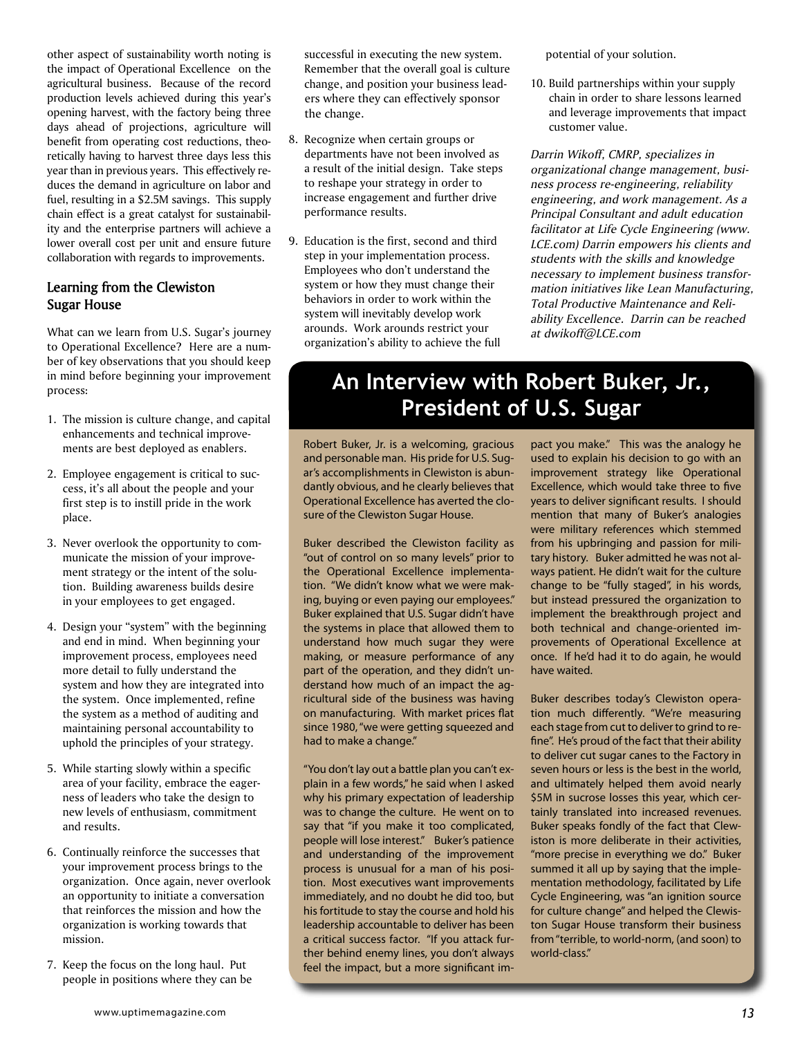other aspect of sustainability worth noting is the impact of Operational Excellence on the agricultural business. Because of the record production levels achieved during this year's opening harvest, with the factory being three days ahead of projections, agriculture will benefit from operating cost reductions, theoretically having to harvest three days less this year than in previous years. This effectively reduces the demand in agriculture on labor and fuel, resulting in a $2.5M savings. This supply chain effect is a great catalyst for sustainability and the enterprise partners will achieve a lower overall cost per unit and ensure future collaboration with regards to improvements.

## Learning from the Clewiston Sugar House

What can we learn from U.S. Sugar's journey to Operational Excellence? Here are a number of key observations that you should keep in mind before beginning your improvement process:

1. The mission is culture change, and capital enhancements and technical improvements are best deployed as enablers.
2. Employee engagement is critical to success, it's all about the people and your first step is to instill pride in the work place.
3. Never overlook the opportunity to communicate the mission of your improvement strategy or the intent of the solution. Building awareness builds desire in your employees to get engaged.
4. Design your "system" with the beginning and end in mind. When beginning your improvement process, employees need more detail to fully understand the system and how they are integrated into the system. Once implemented, refine the system as a method of auditing and maintaining personal accountability to uphold the principles of your strategy.
5. While starting slowly within a specific area of your facility, embrace the eagerness of leaders who take the design to new levels of enthusiasm, commitment and results.
6. Continually reinforce the successes that your improvement process brings to the organization. Once again, never overlook an opportunity to initiate a conversation that reinforces the mission and how the organization is working towards that mission.
7. Keep the focus on the long haul. Put people in positions where they can be successful in executing the new system. Remember that the overall goal is culture change, and position your business leaders where they can effectively sponsor the change.
8. Recognize when certain groups or departments have not been involved as a result of the initial design. Take steps to reshape your strategy in order to increase engagement and further drive performance results.
9. Education is the first, second and third step in your implementation process. Employees who don't understand the system or how they must change their behaviors in order to work within the system will inevitably develop work arounds. Work arounds restrict your organization's ability to achieve the full potential of your solution.
10. Build partnerships within your supply chain in order to share lessons learned and leverage improvements that impact customer value.

*Darrin Wikoff, CMRP, specializes in organizational change management, business process re-engineering, reliability engineering, and work management. As a Principal Consultant and adult education facilitator at Life Cycle Engineering (www.LCE.com) Darrin empowers his clients and students with the skills and knowledge necessary to implement business transformation initiatives like Lean Manufacturing, Total Productive Maintenance and Reliability Excellence. Darrin can be reached at dwikoff@LCE.com*

## An Interview with Robert Buker, Jr., President of U.S. Sugar

Robert Buker, Jr. is a welcoming, gracious and personable man. His pride for U.S. Sugar's accomplishments in Clewiston is abundantly obvious, and he clearly believes that Operational Excellence has averted the closure of the Clewiston Sugar House.

Buker described the Clewiston facility as "out of control on so many levels" prior to the Operational Excellence implementation. "We didn't know what we were making, buying or even paying our employees." Buker explained that U.S. Sugar didn't have the systems in place that allowed them to understand how much sugar they were making, or measure performance of any part of the operation, and they didn't understand how much of an impact the agricultural side of the business was having on manufacturing. With market prices flat since 1980, "we were getting squeezed and had to make a change."

"You don't lay out a battle plan you can't explain in a few words," he said when I asked why his primary expectation of leadership was to change the culture. He went on to say that "if you make it too complicated, people will lose interest." Buker's patience and understanding of the improvement process is unusual for a man of his position. Most executives want improvements immediately, and no doubt he did too, but his fortitude to stay the course and hold his leadership accountable to deliver has been a critical success factor. "If you attack further behind enemy lines, you don't always feel the impact, but a more significant impact you make." This was the analogy he used to explain his decision to go with an improvement strategy like Operational Excellence, which would take three to five years to deliver significant results. I should mention that many of Buker's analogies were military references which stemmed from his upbringing and passion for military history. Buker admitted he was not always patient. He didn't wait for the culture change to be "fully staged", in his words, but instead pressured the organization to implement the breakthrough project and both technical and change-oriented improvements of Operational Excellence at once. If he'd had it to do again, he would have waited.

Buker describes today's Clewiston operation much differently. "We're measuring each stage from cut to deliver to grind to refine". He's proud of the fact that their ability to deliver cut sugar canes to the Factory in seven hours or less is the best in the world, and ultimately helped them avoid nearly $5M in sucrose losses this year, which certainly translated into increased revenues. Buker speaks fondly of the fact that Clewiston is more deliberate in their activities, "more precise in everything we do." Buker summed it all up by saying that the implementation methodology, facilitated by Life Cycle Engineering, was "an ignition source for culture change" and helped the Clewiston Sugar House transform their business from "terrible, to world-norm, (and soon) to world-class."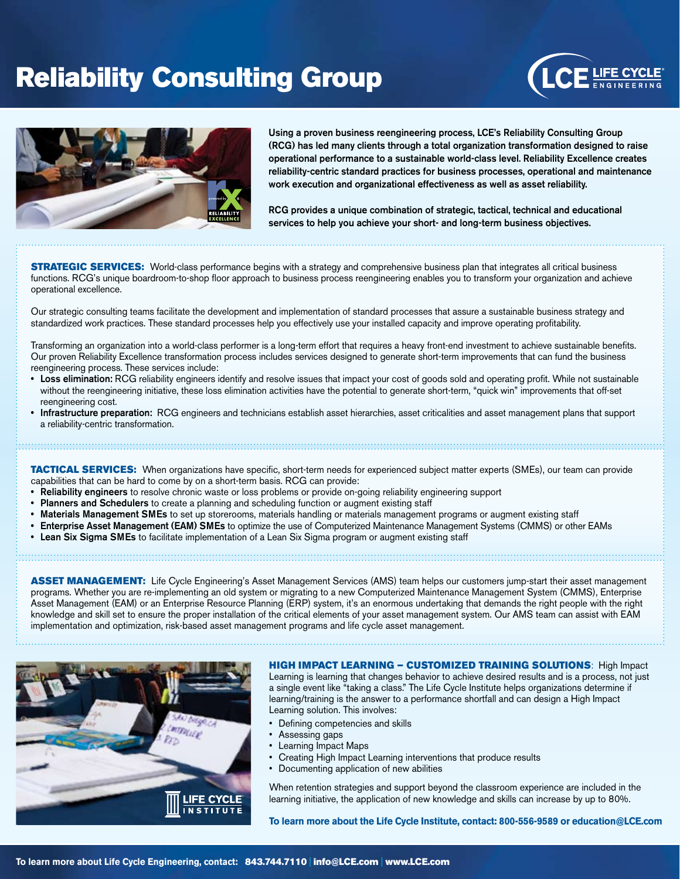# Reliability Consulting Group

**Using a proven business reengineering process, LCE's Reliability Consulting Group (RCG) has led many clients through a total organization transformation designed to raise operational performance to a sustainable world-class level. Reliability Excellence creates reliability-centric standard practices for business processes, operational and maintenance work execution and organizational effectiveness as well as asset reliability.**

**RCG provides a unique combination of strategic, tactical, technical and educational services to help you achieve your short- and long-term business objectives.**

**STRATEGIC SERVICES:** World-class performance begins with a strategy and comprehensive business plan that integrates all critical business functions. RCG's unique boardroom-to-shop floor approach to business process reengineering enables you to transform your organization and achieve operational excellence.

Our strategic consulting teams facilitate the development and implementation of standard processes that assure a sustainable business strategy and standardized work practices. These standard processes help you effectively use your installed capacity and improve operating profitability.

Transforming an organization into a world-class performer is a long-term effort that requires a heavy front-end investment to achieve sustainable benefits. Our proven Reliability Excellence transformation process includes services designed to generate short-term improvements that can fund the business reengineering process. These services include:

- **Loss elimination:** RCG reliability engineers identify and resolve issues that impact your cost of goods sold and operating profit. While not sustainable without the reengineering initiative, these loss elimination activities have the potential to generate short-term, "quick win" improvements that off-set reengineering cost.
- **Infrastructure preparation:** RCG engineers and technicians establish asset hierarchies, asset criticalities and asset management plans that support a reliability-centric transformation.

**TACTICAL SERVICES:** When organizations have specific, short-term needs for experienced subject matter experts (SMEs), our team can provide capabilities that can be hard to come by on a short-term basis. RCG can provide:

- **Reliability engineers** to resolve chronic waste or loss problems or provide on-going reliability engineering support
- **Planners and Schedulers** to create a planning and scheduling function or augment existing staff
- **Materials Management SMEs** to set up storerooms, materials handling or materials management programs or augment existing staff
- **Enterprise Asset Management (EAM) SMEs** to optimize the use of Computerized Maintenance Management Systems (CMMS) or other EAMs
- **Lean Six Sigma SMEs** to facilitate implementation of a Lean Six Sigma program or augment existing staff

**ASSET MANAGEMENT:** Life Cycle Engineering's Asset Management Services (AMS) team helps our customers jump-start their asset management programs. Whether you are re-implementing an old system or migrating to a new Computerized Maintenance Management System (CMMS), Enterprise Asset Management (EAM) or an Enterprise Resource Planning (ERP) system, it's an enormous undertaking that demands the right people with the right knowledge and skill set to ensure the proper installation of the critical elements of your asset management system. Our AMS team can assist with EAM implementation and optimization, risk-based asset management programs and life cycle asset management.

**HIGH IMPACT LEARNING – CUSTOMIZED TRAINING SOLUTIONS**: High Impact Learning is learning that changes behavior to achieve desired results and is a process, not just a single event like "taking a class." The Life Cycle Institute helps organizations determine if learning/training is the answer to a performance shortfall and can design a High Impact Learning solution. This involves:

- Defining competencies and skills
- Assessing gaps
- Learning Impact Maps
- Creating High Impact Learning interventions that produce results
- Documenting application of new abilities

When retention strategies and support beyond the classroom experience are included in the learning initiative, the application of new knowledge and skills can increase by up to 80%.

**To learn more about the Life Cycle Institute, contact: 800-556-9589 or education@LCE.com**

**To learn more about Life Cycle Engineering, contact: 843.744.7110 | info@LCE.com | www.LCE.com**